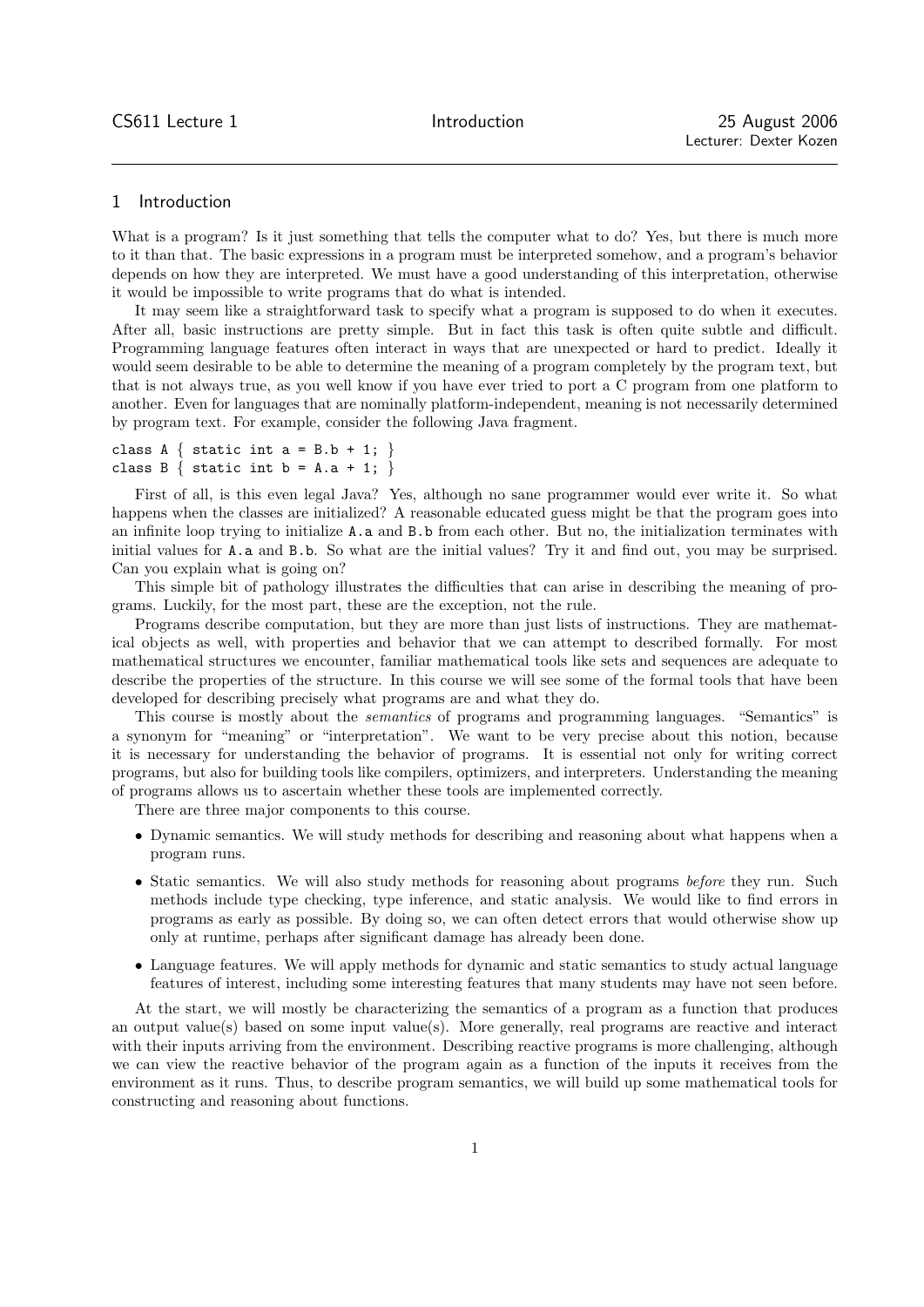CS611 Lecture 1 — Introduction — 25 August 2006

Lecturer: Dexter Kozen

## 1 Introduction

What is a program? Is it just something that tells the computer what to do? Yes, but there is much more to it than that. The basic expressions in a program must be interpreted somehow, and a program's behavior depends on how they are interpreted. We must have a good understanding of this interpretation, otherwise it would be impossible to write programs that do what is intended.

It may seem like a straightforward task to specify what a program is supposed to do when it executes. After all, basic instructions are pretty simple. But in fact this task is often quite subtle and difficult. Programming language features often interact in ways that are unexpected or hard to predict. Ideally it would seem desirable to be able to determine the meaning of a program completely by the program text, but that is not always true, as you well know if you have ever tried to port a C program from one platform to another. Even for languages that are nominally platform-independent, meaning is not necessarily determined by program text. For example, consider the following Java fragment.

```
class A { static int a = B.b + 1; }
class B { static int b = A.a + 1; }
```

First of all, is this even legal Java? Yes, although no sane programmer would ever write it. So what happens when the classes are initialized? A reasonable educated guess might be that the program goes into an infinite loop trying to initialize `A.a` and `B.b` from each other. But no, the initialization terminates with initial values for `A.a` and `B.b`. So what are the initial values? Try it and find out, you may be surprised. Can you explain what is going on?

This simple bit of pathology illustrates the difficulties that can arise in describing the meaning of programs. Luckily, for the most part, these are the exception, not the rule.

Programs describe computation, but they are more than just lists of instructions. They are mathematical objects as well, with properties and behavior that we can attempt to described formally. For most mathematical structures we encounter, familiar mathematical tools like sets and sequences are adequate to describe the properties of the structure. In this course we will see some of the formal tools that have been developed for describing precisely what programs are and what they do.

This course is mostly about the *semantics* of programs and programming languages. "Semantics" is a synonym for "meaning" or "interpretation". We want to be very precise about this notion, because it is necessary for understanding the behavior of programs. It is essential not only for writing correct programs, but also for building tools like compilers, optimizers, and interpreters. Understanding the meaning of programs allows us to ascertain whether these tools are implemented correctly.

There are three major components to this course.

- Dynamic semantics. We will study methods for describing and reasoning about what happens when a program runs.
- Static semantics. We will also study methods for reasoning about programs *before* they run. Such methods include type checking, type inference, and static analysis. We would like to find errors in programs as early as possible. By doing so, we can often detect errors that would otherwise show up only at runtime, perhaps after significant damage has already been done.
- Language features. We will apply methods for dynamic and static semantics to study actual language features of interest, including some interesting features that many students may have not seen before.

At the start, we will mostly be characterizing the semantics of a program as a function that produces an output value(s) based on some input value(s). More generally, real programs are reactive and interact with their inputs arriving from the environment. Describing reactive programs is more challenging, although we can view the reactive behavior of the program again as a function of the inputs it receives from the environment as it runs. Thus, to describe program semantics, we will build up some mathematical tools for constructing and reasoning about functions.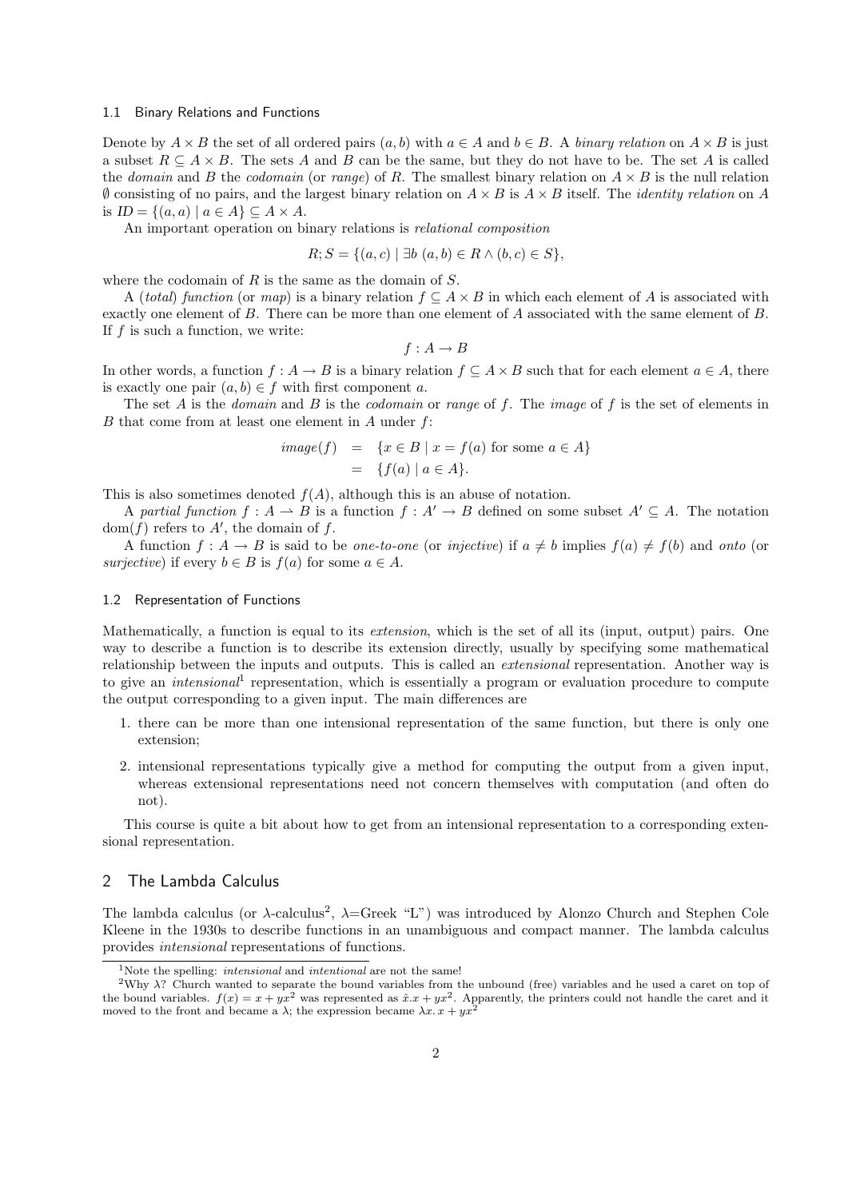### 1.1 Binary Relations and Functions

Denote by $A \times B$ the set of all ordered pairs $(a, b)$ with $a \in A$ and $b \in B$. A *binary relation* on $A \times B$ is just a subset $R \subseteq A \times B$. The sets $A$ and $B$ can be the same, but they do not have to be. The set $A$ is called the *domain* and $B$ the *codomain* (or *range*) of $R$. The smallest binary relation on $A \times B$ is the null relation $\emptyset$ consisting of no pairs, and the largest binary relation on $A \times B$ is $A \times B$ itself. The *identity relation* on $A$ is $ID = \{(a, a) \mid a \in A\} \subseteq A \times A$.

An important operation on binary relations is *relational composition*

$$R; S = \{(a, c) \mid \exists b\ (a, b) \in R \wedge (b, c) \in S\},$$

where the codomain of $R$ is the same as the domain of $S$.

A (*total*) *function* (or *map*) is a binary relation $f \subseteq A \times B$ in which each element of $A$ is associated with exactly one element of $B$. There can be more than one element of $A$ associated with the same element of $B$. If $f$ is such a function, we write:

$$f : A \to B$$

In other words, a function $f : A \to B$ is a binary relation $f \subseteq A \times B$ such that for each element $a \in A$, there is exactly one pair $(a, b) \in f$ with first component $a$.

The set $A$ is the *domain* and $B$ is the *codomain* or *range* of $f$. The *image* of $f$ is the set of elements in $B$ that come from at least one element in $A$ under $f$:

$$\begin{aligned} image(f) &= \{x \in B \mid x = f(a) \text{ for some } a \in A\} \\ &= \{f(a) \mid a \in A\}. \end{aligned}$$

This is also sometimes denoted $f(A)$, although this is an abuse of notation.

A *partial function* $f : A \rightharpoonup B$ is a function $f : A' \to B$ defined on some subset $A' \subseteq A$. The notation $\text{dom}(f)$ refers to $A'$, the domain of $f$.

A function $f : A \to B$ is said to be *one-to-one* (or *injective*) if $a \neq b$ implies $f(a) \neq f(b)$ and *onto* (or *surjective*) if every $b \in B$ is $f(a)$ for some $a \in A$.

### 1.2 Representation of Functions

Mathematically, a function is equal to its *extension*, which is the set of all its (input, output) pairs. One way to describe a function is to describe its extension directly, usually by specifying some mathematical relationship between the inputs and outputs. This is called an *extensional* representation. Another way is to give an *intensional*[1] representation, which is essentially a program or evaluation procedure to compute the output corresponding to a given input. The main differences are

1. there can be more than one intensional representation of the same function, but there is only one extension;
2. intensional representations typically give a method for computing the output from a given input, whereas extensional representations need not concern themselves with computation (and often do not).

This course is quite a bit about how to get from an intensional representation to a corresponding extensional representation.

## 2 The Lambda Calculus

The lambda calculus (or $\lambda$-calculus[2], $\lambda$=Greek "L") was introduced by Alonzo Church and Stephen Cole Kleene in the 1930s to describe functions in an unambiguous and compact manner. The lambda calculus provides *intensional* representations of functions.

---

[1] Note the spelling: *intensional* and *intentional* are not the same!

[2] Why $\lambda$? Church wanted to separate the bound variables from the unbound (free) variables and he used a caret on top of the bound variables. $f(x) = x + yx^2$ was represented as $\hat{x}.x + yx^2$. Apparently, the printers could not handle the caret and it moved to the front and became a $\lambda$; the expression became $\lambda x.\, x + yx^2$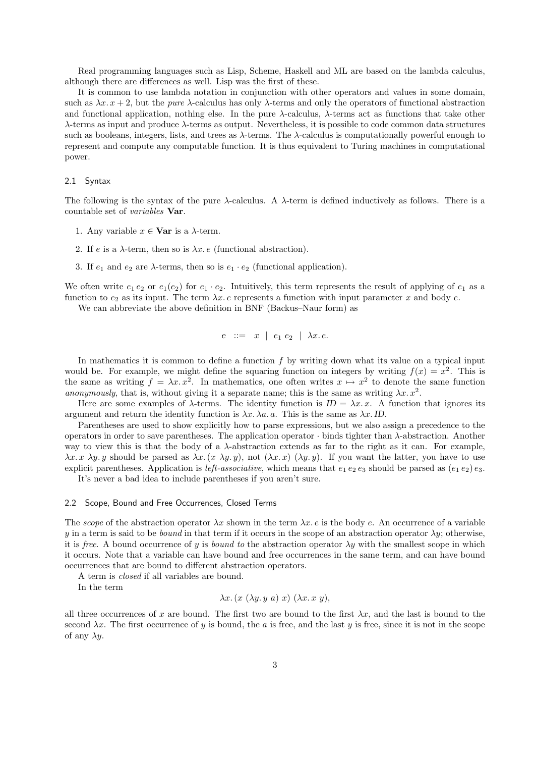Real programming languages such as Lisp, Scheme, Haskell and ML are based on the lambda calculus, although there are differences as well. Lisp was the first of these.

It is common to use lambda notation in conjunction with other operators and values in some domain, such as $\lambda x.\, x + 2$, but the *pure* $\lambda$-calculus has only $\lambda$-terms and only the operators of functional abstraction and functional application, nothing else. In the pure $\lambda$-calculus, $\lambda$-terms act as functions that take other $\lambda$-terms as input and produce $\lambda$-terms as output. Nevertheless, it is possible to code common data structures such as booleans, integers, lists, and trees as $\lambda$-terms. The $\lambda$-calculus is computationally powerful enough to represent and compute any computable function. It is thus equivalent to Turing machines in computational power.

## 2.1 Syntax

The following is the syntax of the pure $\lambda$-calculus. A $\lambda$-term is defined inductively as follows. There is a countable set of *variables* **Var**.

1. Any variable $x \in \mathbf{Var}$ is a $\lambda$-term.
2. If $e$ is a $\lambda$-term, then so is $\lambda x.\, e$ (functional abstraction).
3. If $e_1$ and $e_2$ are $\lambda$-terms, then so is $e_1 \cdot e_2$ (functional application).

We often write $e_1\, e_2$ or $e_1(e_2)$ for $e_1 \cdot e_2$. Intuitively, this term represents the result of applying of $e_1$ as a function to $e_2$ as its input. The term $\lambda x.\, e$ represents a function with input parameter $x$ and body $e$.

We can abbreviate the above definition in BNF (Backus–Naur form) as

$$e \ ::= \ x \ \mid \ e_1\ e_2 \ \mid \ \lambda x.\, e.$$

In mathematics it is common to define a function $f$ by writing down what its value on a typical input would be. For example, we might define the squaring function on integers by writing $f(x) = x^2$. This is the same as writing $f = \lambda x.\, x^2$. In mathematics, one often writes $x \mapsto x^2$ to denote the same function *anonymously*, that is, without giving it a separate name; this is the same as writing $\lambda x.\, x^2$.

Here are some examples of $\lambda$-terms. The identity function is $ID = \lambda x.\, x$. A function that ignores its argument and return the identity function is $\lambda x.\, \lambda a.\, a$. This is the same as $\lambda x.\, ID$.

Parentheses are used to show explicitly how to parse expressions, but we also assign a precedence to the operators in order to save parentheses. The application operator $\cdot$ binds tighter than $\lambda$-abstraction. Another way to view this is that the body of a $\lambda$-abstraction extends as far to the right as it can. For example, $\lambda x.\, x\ \lambda y.\, y$ should be parsed as $\lambda x.\, (x\ \lambda y.\, y)$, not $(\lambda x.\, x)\ (\lambda y.\, y)$. If you want the latter, you have to use explicit parentheses. Application is *left-associative*, which means that $e_1\, e_2\, e_3$ should be parsed as $(e_1\, e_2)\, e_3$.

It's never a bad idea to include parentheses if you aren't sure.

## 2.2 Scope, Bound and Free Occurrences, Closed Terms

The *scope* of the abstraction operator $\lambda x$ shown in the term $\lambda x.\, e$ is the body $e$. An occurrence of a variable $y$ in a term is said to be *bound* in that term if it occurs in the scope of an abstraction operator $\lambda y$; otherwise, it is *free*. A bound occurrence of $y$ is *bound to* the abstraction operator $\lambda y$ with the smallest scope in which it occurs. Note that a variable can have bound and free occurrences in the same term, and can have bound occurrences that are bound to different abstraction operators.

A term is *closed* if all variables are bound.

In the term

$$\lambda x.\, (x\ (\lambda y.\, y\ a)\ x)\ (\lambda x.\, x\ y),$$

all three occurrences of $x$ are bound. The first two are bound to the first $\lambda x$, and the last is bound to the second $\lambda x$. The first occurrence of $y$ is bound, the $a$ is free, and the last $y$ is free, since it is not in the scope of any $\lambda y$.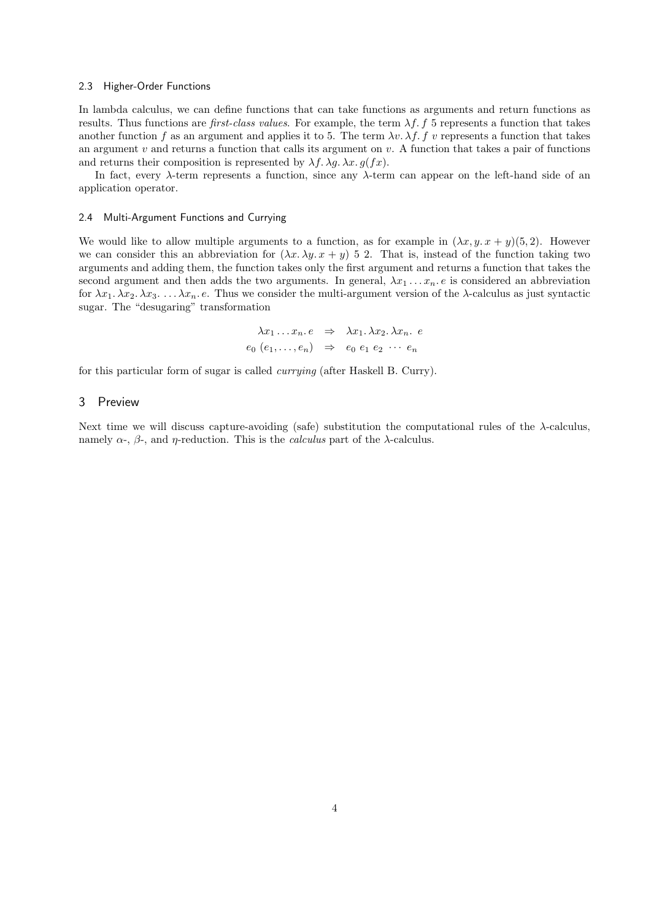### 2.3 Higher-Order Functions

In lambda calculus, we can define functions that can take functions as arguments and return functions as results. Thus functions are *first-class values*. For example, the term $\lambda f.\, f\ 5$ represents a function that takes another function $f$ as an argument and applies it to 5. The term $\lambda v.\, \lambda f.\, f\ v$ represents a function that takes an argument $v$ and returns a function that calls its argument on $v$. A function that takes a pair of functions and returns their composition is represented by $\lambda f.\, \lambda g.\, \lambda x.\, g(f x)$.

In fact, every $\lambda$-term represents a function, since any $\lambda$-term can appear on the left-hand side of an application operator.

### 2.4 Multi-Argument Functions and Currying

We would like to allow multiple arguments to a function, as for example in $(\lambda x, y.\, x + y)(5, 2)$. However we can consider this an abbreviation for $(\lambda x.\, \lambda y.\, x + y)\ 5\ 2$. That is, instead of the function taking two arguments and adding them, the function takes only the first argument and returns a function that takes the second argument and then adds the two arguments. In general, $\lambda x_1 \ldots x_n.\, e$ is considered an abbreviation for $\lambda x_1.\, \lambda x_2.\, \lambda x_3.\, \ldots \lambda x_n.\, e$. Thus we consider the multi-argument version of the $\lambda$-calculus as just syntactic sugar. The "desugaring" transformation

$$
\begin{aligned}
\lambda x_1 \ldots x_n.\, e &\quad\Rightarrow\quad \lambda x_1.\, \lambda x_2.\, \lambda x_n.\ e \\
e_0\ (e_1, \ldots, e_n) &\quad\Rightarrow\quad e_0\ e_1\ e_2\ \cdots\ e_n
\end{aligned}
$$

for this particular form of sugar is called *currying* (after Haskell B. Curry).

## 3 Preview

Next time we will discuss capture-avoiding (safe) substitution the computational rules of the $\lambda$-calculus, namely $\alpha$-, $\beta$-, and $\eta$-reduction. This is the *calculus* part of the $\lambda$-calculus.